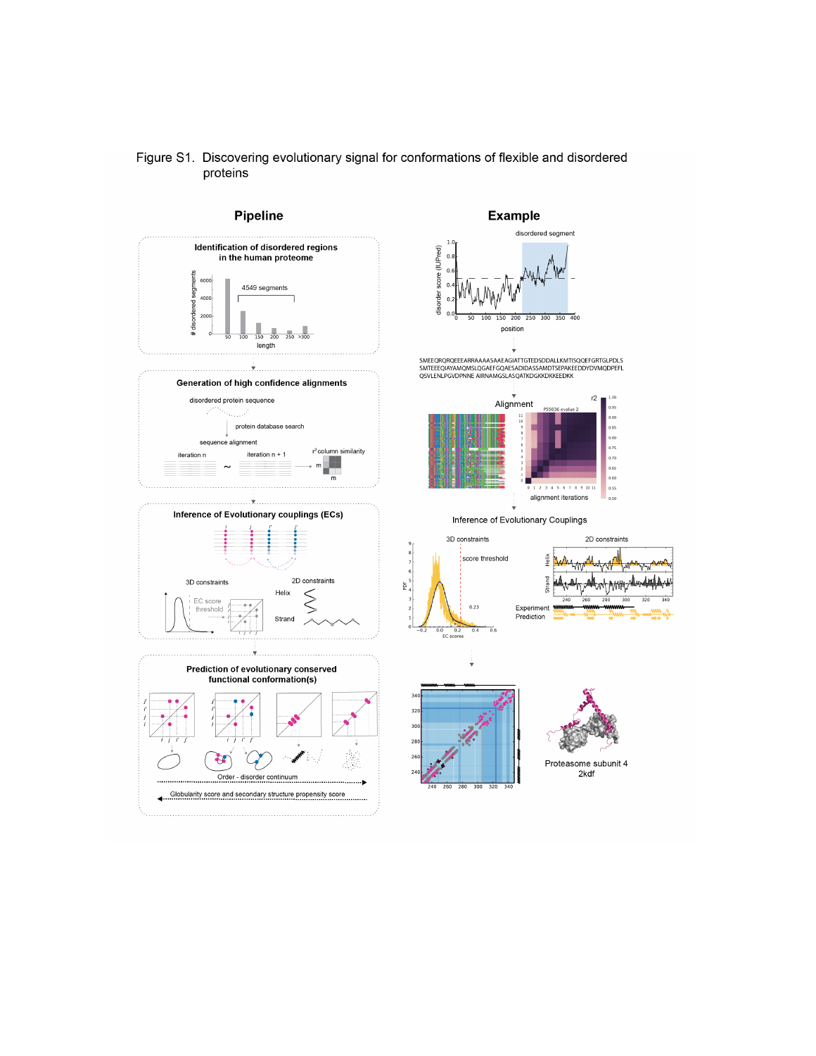Figure S1. Discovering evolutionary signal for conformations of flexible and disordered proteins

## Pipeline

**Identification of disordered regions in the human proteome**

4549 segments

# disordered segments

length

**Generation of high confidence alignments**

disordered protein sequence

protein database search

sequence alignment

iteration n ~ iteration n + 1

$r^2$ column similarity

**Inference of Evolutionary couplings (ECs)**

3D constraints

EC score threshold

2D constraints

Helix

Strand

**Prediction of evolutionary conserved functional conformation(s)**

Order - disorder continuum

Globularity score and secondary structure propensity score

## Example

disordered segment

disorder score (IUPred)

position

SMEEQRQRQEEEARRAAAASAAEAGIATTGTEDSDDALLKMTISQQEFGRTGLPDLS
SMTEEEQIAYAMQMSLQGAEFGQAESADIDASSAMDTSEPAKEEDDYDVMQDPEFL
QSVLENLPGVDPNNE AIRNAMGSLASQATKDGKKDKKEEDKK

Alignment

P55036 evalue 2

$r^2$

alignment iterations

Inference of Evolutionary Couplings

3D constraints

score threshold

0.23

EC scores

2D constraints

Helix

Strand

Experiment

Prediction

Proteasome subunit 4 2kdf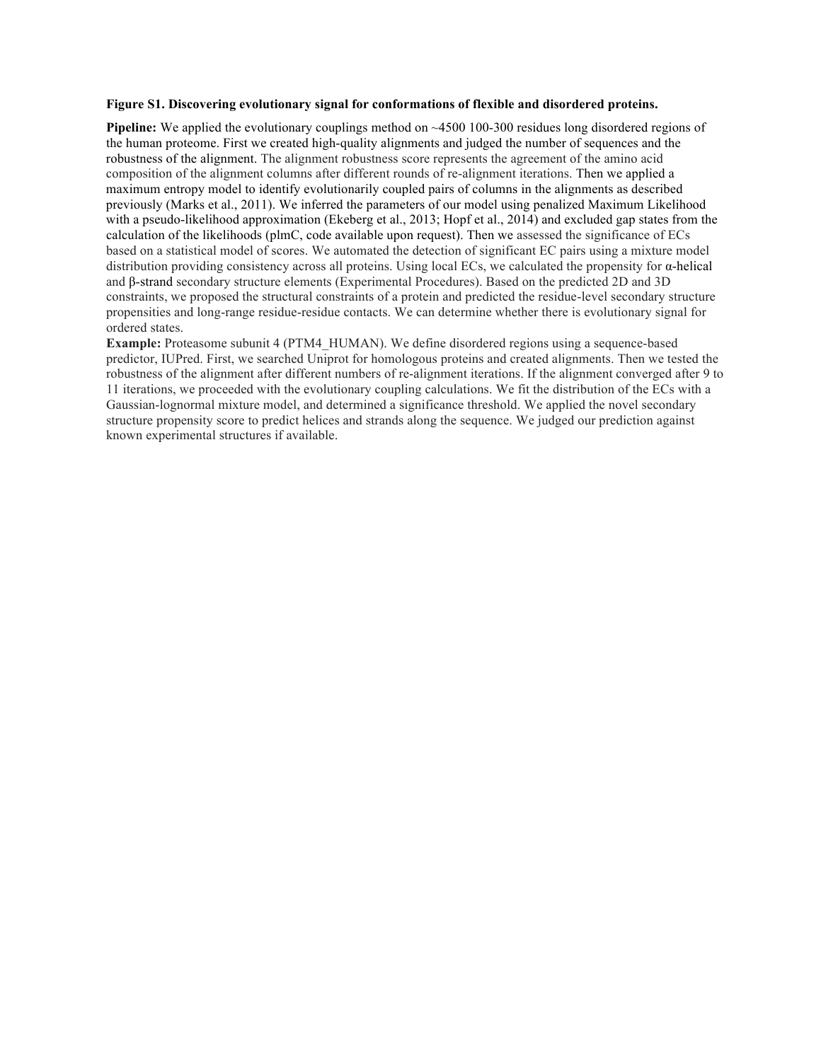**Figure S1. Discovering evolutionary signal for conformations of flexible and disordered proteins.**

**Pipeline:** We applied the evolutionary couplings method on ~4500 100-300 residues long disordered regions of the human proteome. First we created high-quality alignments and judged the number of sequences and the robustness of the alignment. The alignment robustness score represents the agreement of the amino acid composition of the alignment columns after different rounds of re-alignment iterations. Then we applied a maximum entropy model to identify evolutionarily coupled pairs of columns in the alignments as described previously (Marks et al., 2011). We inferred the parameters of our model using penalized Maximum Likelihood with a pseudo-likelihood approximation (Ekeberg et al., 2013; Hopf et al., 2014) and excluded gap states from the calculation of the likelihoods (plmC, code available upon request). Then we assessed the significance of ECs based on a statistical model of scores. We automated the detection of significant EC pairs using a mixture model distribution providing consistency across all proteins. Using local ECs, we calculated the propensity for α-helical and β-strand secondary structure elements (Experimental Procedures). Based on the predicted 2D and 3D constraints, we proposed the structural constraints of a protein and predicted the residue-level secondary structure propensities and long-range residue-residue contacts. We can determine whether there is evolutionary signal for ordered states.

**Example:** Proteasome subunit 4 (PTM4_HUMAN). We define disordered regions using a sequence-based predictor, IUPred. First, we searched Uniprot for homologous proteins and created alignments. Then we tested the robustness of the alignment after different numbers of re-alignment iterations. If the alignment converged after 9 to 11 iterations, we proceeded with the evolutionary coupling calculations. We fit the distribution of the ECs with a Gaussian-lognormal mixture model, and determined a significance threshold. We applied the novel secondary structure propensity score to predict helices and strands along the sequence. We judged our prediction against known experimental structures if available.